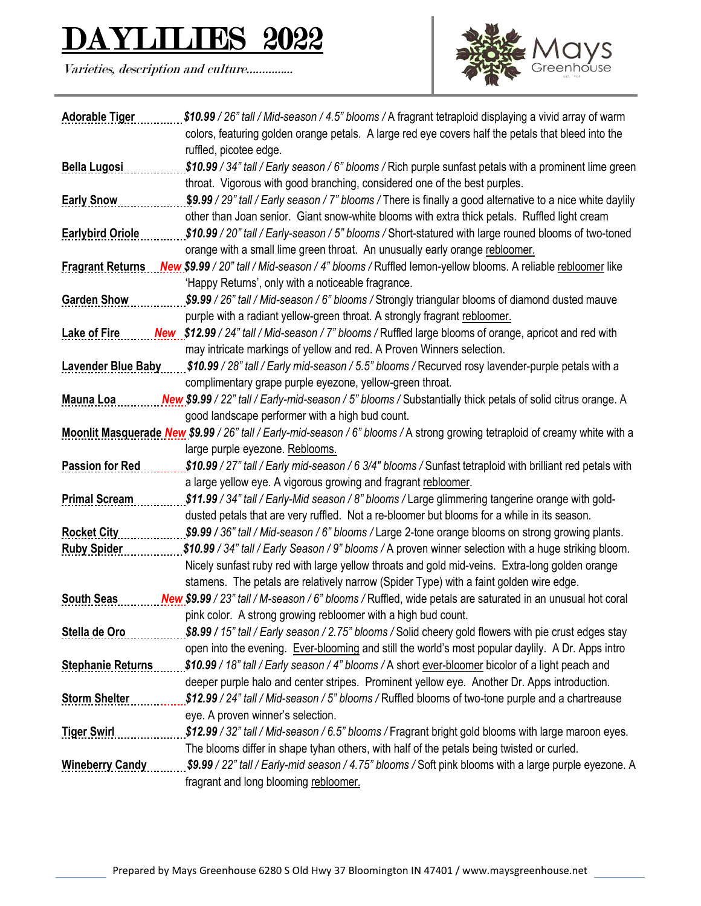# DAYLILIES 2022

*Varieties, description and culture..............*

Mays Greenhouse

**Adorable Tiger** — ***$10.99** / 26" tall / Mid-season / 4.5" blooms /* A fragrant tetraploid displaying a vivid array of warm colors, featuring golden orange petals. A large red eye covers half the petals that bleed into the ruffled, picotee edge.

**Bella Lugosi** — ***$10.99** / 34" tall / Early season / 6" blooms /* Rich purple sunfast petals with a prominent lime green throat. Vigorous with good branching, considered one of the best purples.

**Early Snow** — ***$9.99** / 29" tall / Early season / 7" blooms /* There is finally a good alternative to a nice white daylily other than Joan senior. Giant snow-white blooms with extra thick petals. Ruffled light cream

**Earlybird Oriole** — ***$10.99** / 20" tall / Early-season / 5" blooms /* Short-statured with large rouned blooms of two-toned orange with a small lime green throat. An unusually early orange rebloomer.

**Fragrant Returns** — ***New** **$9.99** / 20" tall / Mid-season / 4" blooms /* Ruffled lemon-yellow blooms. A reliable rebloomer like 'Happy Returns', only with a noticeable fragrance.

**Garden Show** — ***$9.99** / 26" tall / Mid-season / 6" blooms /* Strongly triangular blooms of diamond dusted mauve purple with a radiant yellow-green throat. A strongly fragrant rebloomer.

**Lake of Fire** — ***New** **$12.99** / 24" tall / Mid-season / 7" blooms /* Ruffled large blooms of orange, apricot and red with may intricate markings of yellow and red. A Proven Winners selection.

**Lavender Blue Baby** — ***$10.99** / 28" tall / Early mid-season / 5.5" blooms /* Recurved rosy lavender-purple petals with a complimentary grape purple eyezone, yellow-green throat.

**Mauna Loa** — ***New** **$9.99** / 22" tall / Early-mid-season / 5" blooms /* Substantially thick petals of solid citrus orange. A good landscape performer with a high bud count.

**Moonlit Masquerade** — ***New** **$9.99** / 26" tall / Early-mid-season / 6" blooms /* A strong growing tetraploid of creamy white with a large purple eyezone. Reblooms.

**Passion for Red** — ***$10.99** / 27" tall / Early mid-season / 6 3/4" blooms /* Sunfast tetraploid with brilliant red petals with a large yellow eye. A vigorous growing and fragrant rebloomer.

**Primal Scream** — ***$11.99** / 34" tall / Early-Mid season / 8" blooms /* Large glimmering tangerine orange with gold-dusted petals that are very ruffled. Not a re-bloomer but blooms for a while in its season.

**Rocket City** — ***$9.99** / 36" tall / Mid-season / 6" blooms /* Large 2-tone orange blooms on strong growing plants.

**Ruby Spider** — ***$10.99** / 34" tall / Early Season / 9" blooms /* A proven winner selection with a huge striking bloom. Nicely sunfast ruby red with large yellow throats and gold mid-veins. Extra-long golden orange stamens. The petals are relatively narrow (Spider Type) with a faint golden wire edge.

**South Seas** — ***New** **$9.99** / 23" tall / M-season / 6" blooms /* Ruffled, wide petals are saturated in an unusual hot coral pink color. A strong growing rebloomer with a high bud count.

**Stella de Oro** — ***$8.99** / 15" tall / Early season / 2.75" blooms /* Solid cheery gold flowers with pie crust edges stay open into the evening. Ever-blooming and still the world's most popular daylily. A Dr. Apps intro

**Stephanie Returns** — ***$10.99** / 18" tall / Early season / 4" blooms /* A short ever-bloomer bicolor of a light peach and deeper purple halo and center stripes. Prominent yellow eye. Another Dr. Apps introduction.

**Storm Shelter** — ***$12.99** / 24" tall / Mid-season / 5" blooms /* Ruffled blooms of two-tone purple and a chartreause eye. A proven winner's selection.

**Tiger Swirl** — ***$12.99** / 32" tall / Mid-season / 6.5" blooms /* Fragrant bright gold blooms with large maroon eyes. The blooms differ in shape tyhan others, with half of the petals being twisted or curled.

**Wineberry Candy** — ***$9.99** / 22" tall / Early-mid season / 4.75" blooms /* Soft pink blooms with a large purple eyezone. A fragrant and long blooming rebloomer.

Prepared by Mays Greenhouse 6280 S Old Hwy 37 Bloomington IN 47401 / www.maysgreenhouse.net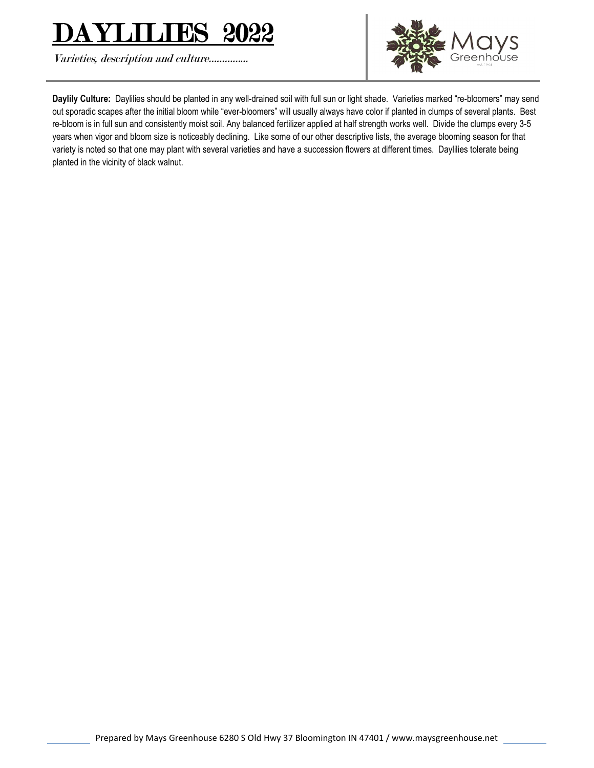# DAYLILIES 2022

*Varieties, description and culture..............*

Mays Greenhouse

**Daylily Culture:** Daylilies should be planted in any well-drained soil with full sun or light shade. Varieties marked "re-bloomers" may send out sporadic scapes after the initial bloom while "ever-bloomers" will usually always have color if planted in clumps of several plants. Best re-bloom is in full sun and consistently moist soil. Any balanced fertilizer applied at half strength works well. Divide the clumps every 3-5 years when vigor and bloom size is noticeably declining. Like some of our other descriptive lists, the average blooming season for that variety is noted so that one may plant with several varieties and have a succession flowers at different times. Daylilies tolerate being planted in the vicinity of black walnut.

Prepared by Mays Greenhouse 6280 S Old Hwy 37 Bloomington IN 47401 / www.maysgreenhouse.net